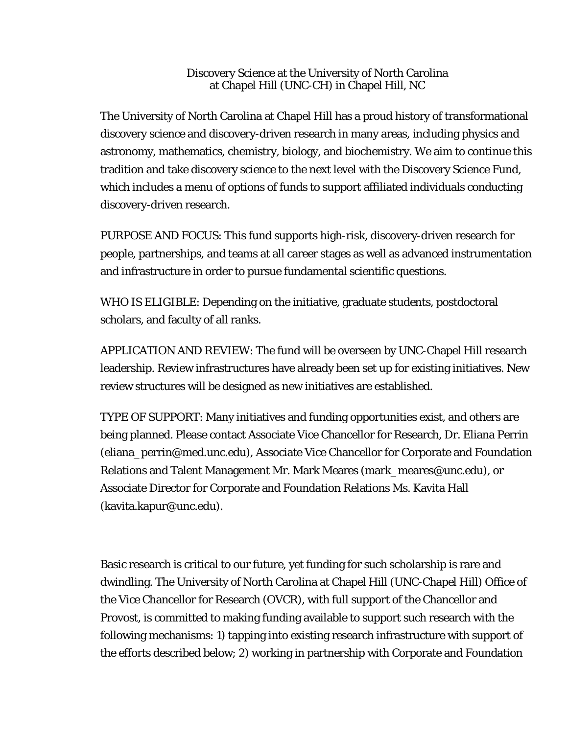# Discovery Science at the University of North Carolina at Chapel Hill (UNC-CH) in Chapel Hill, NC

The University of North Carolina at Chapel Hill has a proud history of transformational discovery science and discovery-driven research in many areas, including physics and astronomy, mathematics, chemistry, biology, and biochemistry. We aim to continue this tradition and take discovery science to the next level with the Discovery Science Fund, which includes a menu of options of funds to support affiliated individuals conducting discovery-driven research.

PURPOSE AND FOCUS: This fund supports high-risk, discovery-driven research for people, partnerships, and teams at all career stages as well as advanced instrumentation and infrastructure in order to pursue fundamental scientific questions.

WHO IS ELIGIBLE: Depending on the initiative, graduate students, postdoctoral scholars, and faculty of all ranks.

APPLICATION AND REVIEW: The fund will be overseen by UNC-Chapel Hill research leadership. Review infrastructures have already been set up for existing initiatives. New review structures will be designed as new initiatives are established.

TYPE OF SUPPORT: Many initiatives and funding opportunities exist, and others are being planned. Please contact Associate Vice Chancellor for Research, Dr. Eliana Perrin (eliana_perrin@med.unc.edu), Associate Vice Chancellor for Corporate and Foundation Relations and Talent Management Mr. Mark Meares (mark_meares@unc.edu), or Associate Director for Corporate and Foundation Relations Ms. Kavita Hall (kavita.kapur@unc.edu).

Basic research is critical to our future, yet funding for such scholarship is rare and dwindling. The University of North Carolina at Chapel Hill (UNC-Chapel Hill) Office of the Vice Chancellor for Research (OVCR), with full support of the Chancellor and Provost, is committed to making funding available to support such research with the following mechanisms: 1) tapping into existing research infrastructure with support of the efforts described below; 2) working in partnership with Corporate and Foundation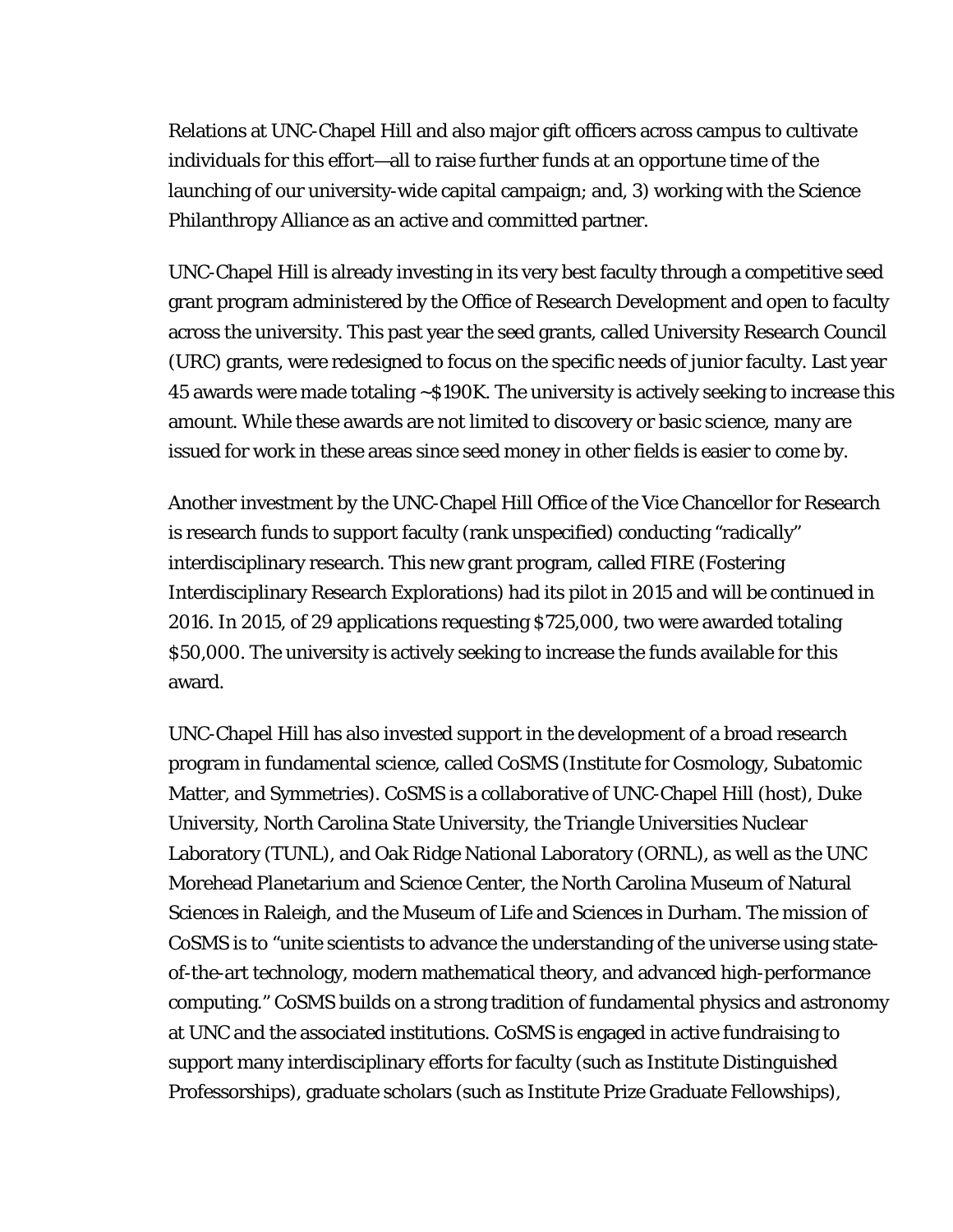Relations at UNC-Chapel Hill and also major gift officers across campus to cultivate individuals for this effort—all to raise further funds at an opportune time of the launching of our university-wide capital campaign; and, 3) working with the Science Philanthropy Alliance as an active and committed partner.

UNC-Chapel Hill is already investing in its very best faculty through a competitive seed grant program administered by the Office of Research Development and open to faculty across the university. This past year the seed grants, called University Research Council (URC) grants, were redesigned to focus on the specific needs of junior faculty. Last year 45 awards were made totaling ~$190K. The university is actively seeking to increase this amount. While these awards are not limited to discovery or basic science, many are issued for work in these areas since seed money in other fields is easier to come by.

Another investment by the UNC-Chapel Hill Office of the Vice Chancellor for Research is research funds to support faculty (rank unspecified) conducting "radically" interdisciplinary research. This new grant program, called FIRE (Fostering Interdisciplinary Research Explorations) had its pilot in 2015 and will be continued in 2016. In 2015, of 29 applications requesting $725,000, two were awarded totaling $50,000. The university is actively seeking to increase the funds available for this award.

UNC-Chapel Hill has also invested support in the development of a broad research program in fundamental science, called CoSMS (Institute for Cosmology, Subatomic Matter, and Symmetries). CoSMS is a collaborative of UNC-Chapel Hill (host), Duke University, North Carolina State University, the Triangle Universities Nuclear Laboratory (TUNL), and Oak Ridge National Laboratory (ORNL), as well as the UNC Morehead Planetarium and Science Center, the North Carolina Museum of Natural Sciences in Raleigh, and the Museum of Life and Sciences in Durham. The mission of CoSMS is to "unite scientists to advance the understanding of the universe using state-of-the-art technology, modern mathematical theory, and advanced high-performance computing." CoSMS builds on a strong tradition of fundamental physics and astronomy at UNC and the associated institutions. CoSMS is engaged in active fundraising to support many interdisciplinary efforts for faculty (such as Institute Distinguished Professorships), graduate scholars (such as Institute Prize Graduate Fellowships),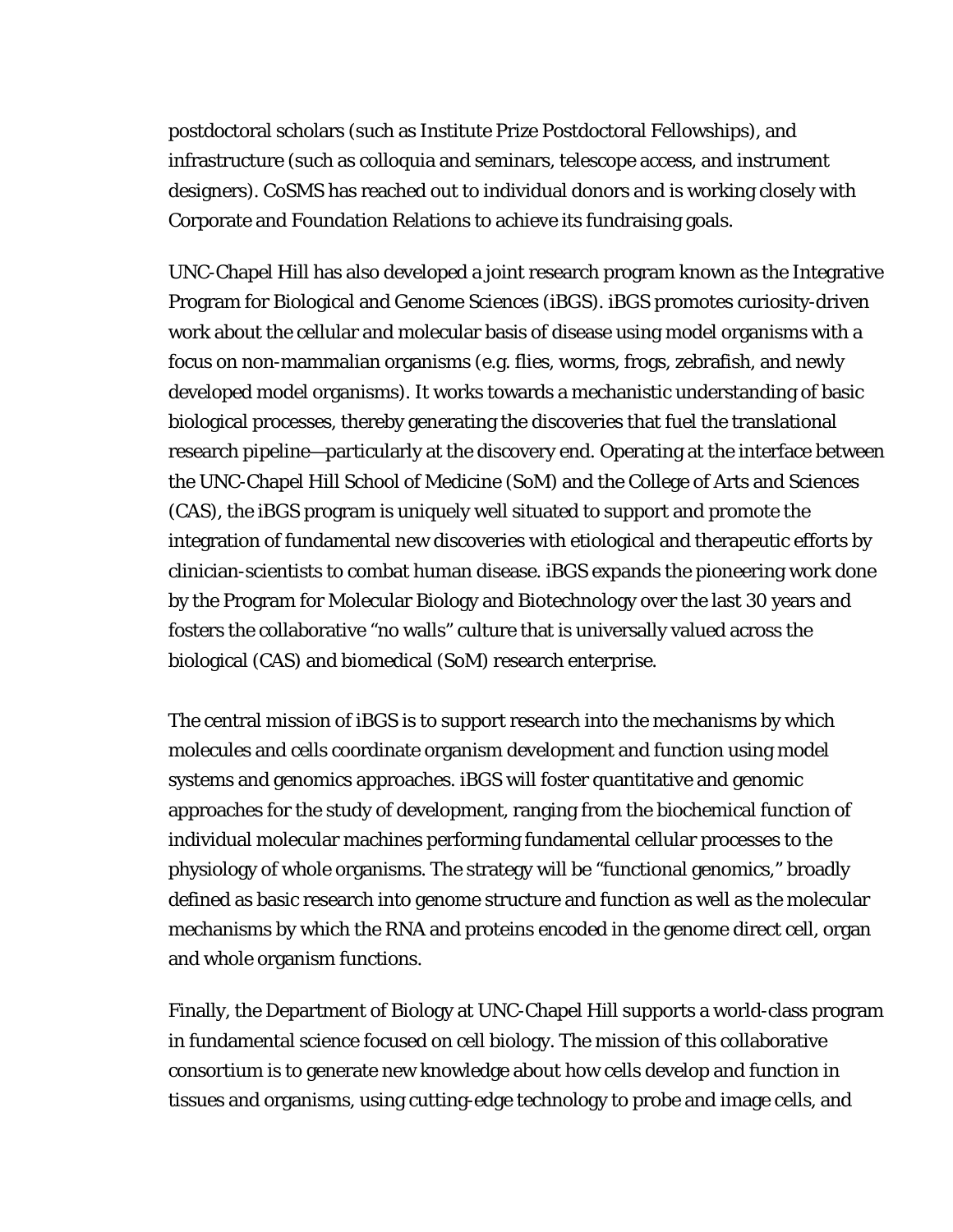postdoctoral scholars (such as Institute Prize Postdoctoral Fellowships), and infrastructure (such as colloquia and seminars, telescope access, and instrument designers). CoSMS has reached out to individual donors and is working closely with Corporate and Foundation Relations to achieve its fundraising goals.

UNC-Chapel Hill has also developed a joint research program known as the Integrative Program for Biological and Genome Sciences (iBGS). iBGS promotes curiosity-driven work about the cellular and molecular basis of disease using model organisms with a focus on non-mammalian organisms (e.g. flies, worms, frogs, zebrafish, and newly developed model organisms). It works towards a mechanistic understanding of basic biological processes, thereby generating the discoveries that fuel the translational research pipeline—particularly at the discovery end. Operating at the interface between the UNC-Chapel Hill School of Medicine (SoM) and the College of Arts and Sciences (CAS), the iBGS program is uniquely well situated to support and promote the integration of fundamental new discoveries with etiological and therapeutic efforts by clinician-scientists to combat human disease. iBGS expands the pioneering work done by the Program for Molecular Biology and Biotechnology over the last 30 years and fosters the collaborative "no walls" culture that is universally valued across the biological (CAS) and biomedical (SoM) research enterprise.

The central mission of iBGS is to support research into the mechanisms by which molecules and cells coordinate organism development and function using model systems and genomics approaches. iBGS will foster quantitative and genomic approaches for the study of development, ranging from the biochemical function of individual molecular machines performing fundamental cellular processes to the physiology of whole organisms. The strategy will be "functional genomics," broadly defined as basic research into genome structure and function as well as the molecular mechanisms by which the RNA and proteins encoded in the genome direct cell, organ and whole organism functions.

Finally, the Department of Biology at UNC-Chapel Hill supports a world-class program in fundamental science focused on cell biology. The mission of this collaborative consortium is to generate new knowledge about how cells develop and function in tissues and organisms, using cutting-edge technology to probe and image cells, and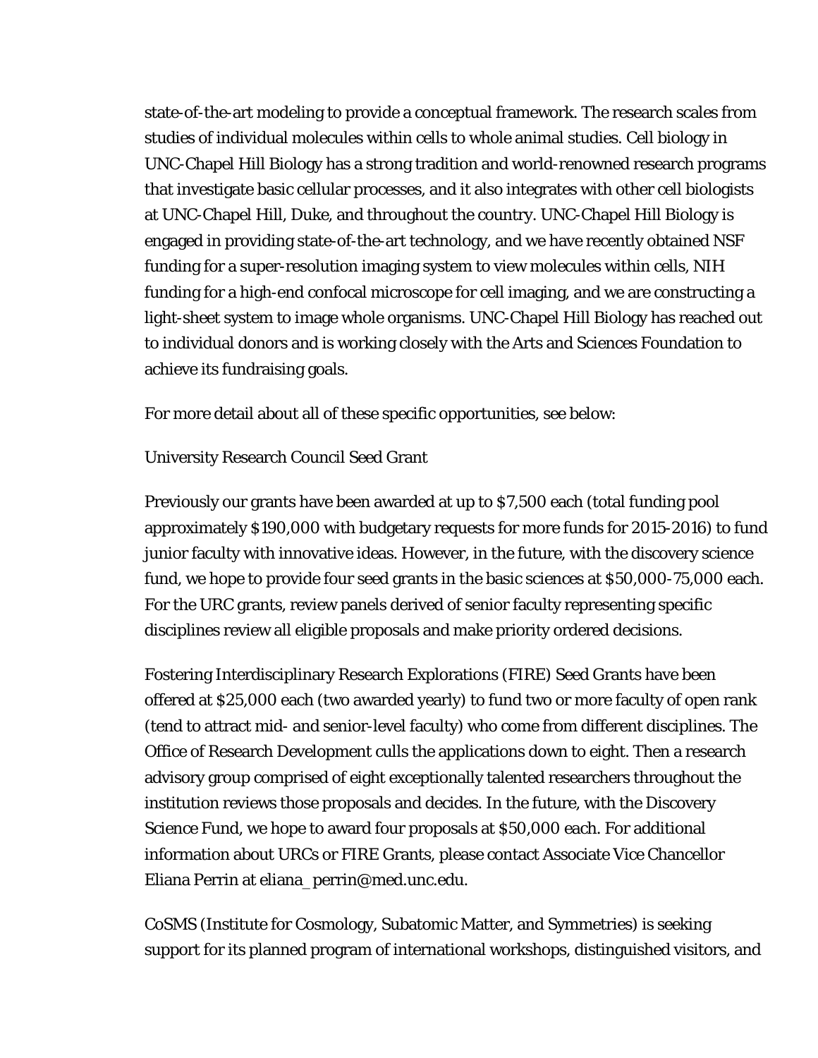state-of-the-art modeling to provide a conceptual framework. The research scales from studies of individual molecules within cells to whole animal studies. Cell biology in UNC-Chapel Hill Biology has a strong tradition and world-renowned research programs that investigate basic cellular processes, and it also integrates with other cell biologists at UNC-Chapel Hill, Duke, and throughout the country. UNC-Chapel Hill Biology is engaged in providing state-of-the-art technology, and we have recently obtained NSF funding for a super-resolution imaging system to view molecules within cells, NIH funding for a high-end confocal microscope for cell imaging, and we are constructing a light-sheet system to image whole organisms. UNC-Chapel Hill Biology has reached out to individual donors and is working closely with the Arts and Sciences Foundation to achieve its fundraising goals.

For more detail about all of these specific opportunities, see below:

University Research Council Seed Grant

Previously our grants have been awarded at up to $7,500 each (total funding pool approximately $190,000 with budgetary requests for more funds for 2015-2016) to fund junior faculty with innovative ideas. However, in the future, with the discovery science fund, we hope to provide four seed grants in the basic sciences at $50,000-75,000 each. For the URC grants, review panels derived of senior faculty representing specific disciplines review all eligible proposals and make priority ordered decisions.

Fostering Interdisciplinary Research Explorations (FIRE) Seed Grants have been offered at $25,000 each (two awarded yearly) to fund two or more faculty of open rank (tend to attract mid- and senior-level faculty) who come from different disciplines. The Office of Research Development culls the applications down to eight. Then a research advisory group comprised of eight exceptionally talented researchers throughout the institution reviews those proposals and decides. In the future, with the Discovery Science Fund, we hope to award four proposals at $50,000 each. For additional information about URCs or FIRE Grants, please contact Associate Vice Chancellor Eliana Perrin at eliana_perrin@med.unc.edu.

CoSMS (Institute for Cosmology, Subatomic Matter, and Symmetries) is seeking support for its planned program of international workshops, distinguished visitors, and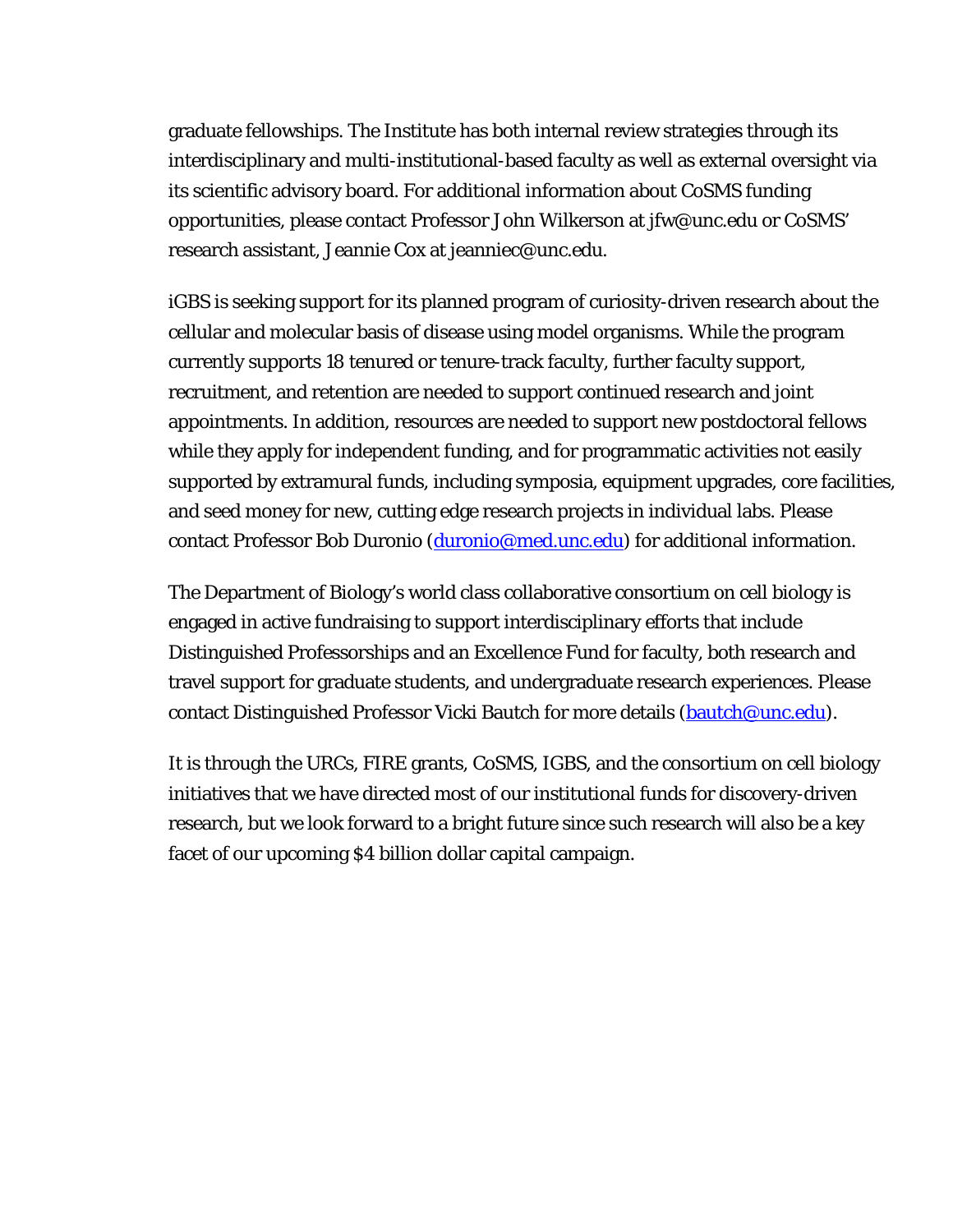graduate fellowships. The Institute has both internal review strategies through its interdisciplinary and multi-institutional-based faculty as well as external oversight via its scientific advisory board. For additional information about CoSMS funding opportunities, please contact Professor John Wilkerson at jfw@unc.edu or CoSMS' research assistant, Jeannie Cox at jeanniec@unc.edu.

iGBS is seeking support for its planned program of curiosity-driven research about the cellular and molecular basis of disease using model organisms. While the program currently supports 18 tenured or tenure-track faculty, further faculty support, recruitment, and retention are needed to support continued research and joint appointments. In addition, resources are needed to support new postdoctoral fellows while they apply for independent funding, and for programmatic activities not easily supported by extramural funds, including symposia, equipment upgrades, core facilities, and seed money for new, cutting edge research projects in individual labs. Please contact Professor Bob Duronio (duronio@med.unc.edu) for additional information.

The Department of Biology's world class collaborative consortium on cell biology is engaged in active fundraising to support interdisciplinary efforts that include Distinguished Professorships and an Excellence Fund for faculty, both research and travel support for graduate students, and undergraduate research experiences. Please contact Distinguished Professor Vicki Bautch for more details (bautch@unc.edu).

It is through the URCs, FIRE grants, CoSMS, IGBS, and the consortium on cell biology initiatives that we have directed most of our institutional funds for discovery-driven research, but we look forward to a bright future since such research will also be a key facet of our upcoming $4 billion dollar capital campaign.